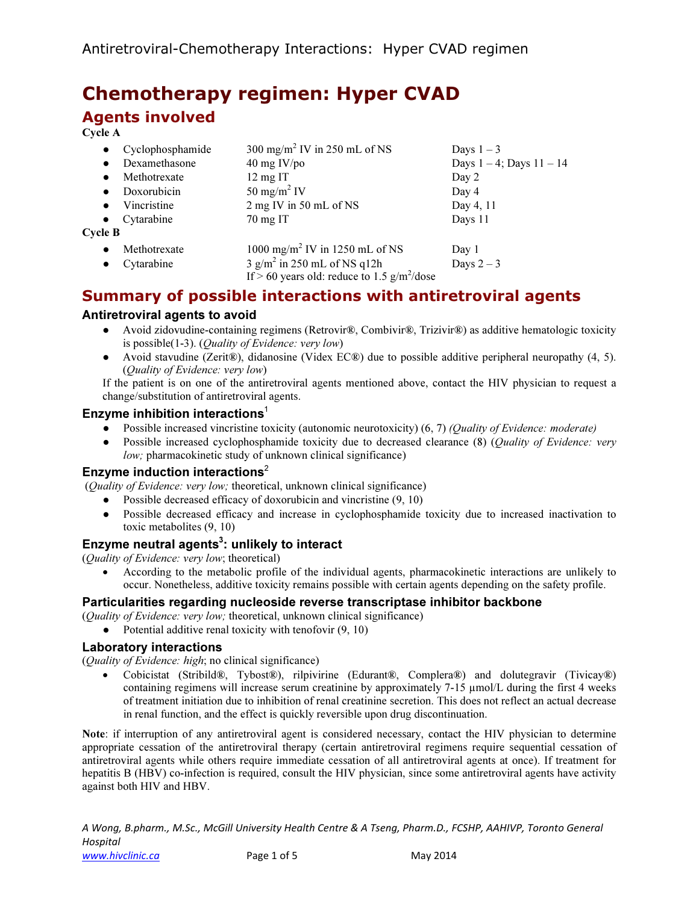# Chemotherapy regimen: Hyper CVAD

## Agents involved

**Cycle A**

| Agent | Dose | Days |
|---|---|---|
| Cyclophosphamide | 300 mg/$m^2$ IV in 250 mL of NS | Days 1 – 3 |
| Dexamethasone | 40 mg IV/po | Days 1 – 4; Days 11 – 14 |
| Methotrexate | 12 mg IT | Day 2 |
| Doxorubicin | 50 mg/$m^2$ IV | Day 4 |
| Vincristine | 2 mg IV in 50 mL of NS | Day 4, 11 |
| Cytarabine | 70 mg IT | Days 11 |

**Cycle B**

| Agent | Dose | Days |
|---|---|---|
| Methotrexate | 1000 mg/$m^2$ IV in 1250 mL of NS | Day 1 |
| Cytarabine | 3 g/$m^2$ in 250 mL of NS q12h<br>If > 60 years old: reduce to 1.5 g/$m^2$/dose | Days 2 – 3 |

## Summary of possible interactions with antiretroviral agents

### Antiretroviral agents to avoid

- Avoid zidovudine-containing regimens (Retrovir®, Combivir®, Trizivir®) as additive hematologic toxicity is possible(1-3). (*Quality of Evidence: very low*)
- Avoid stavudine (Zerit®), didanosine (Videx EC®) due to possible additive peripheral neuropathy (4, 5). (*Quality of Evidence: very low*)

If the patient is on one of the antiretroviral agents mentioned above, contact the HIV physician to request a change/substitution of antiretroviral agents.

### Enzyme inhibition interactions[1]

- Possible increased vincristine toxicity (autonomic neurotoxicity) (6, 7) *(Quality of Evidence: moderate)*
- Possible increased cyclophosphamide toxicity due to decreased clearance (8) (*Quality of Evidence: very low;* pharmacokinetic study of unknown clinical significance)

### Enzyme induction interactions[2]

(*Quality of Evidence: very low;* theoretical, unknown clinical significance)

- Possible decreased efficacy of doxorubicin and vincristine (9, 10)
- Possible decreased efficacy and increase in cyclophosphamide toxicity due to increased inactivation to toxic metabolites (9, 10)

### Enzyme neutral agents[3]: unlikely to interact

(*Quality of Evidence: very low*; theoretical)

- According to the metabolic profile of the individual agents, pharmacokinetic interactions are unlikely to occur. Nonetheless, additive toxicity remains possible with certain agents depending on the safety profile.

### Particularities regarding nucleoside reverse transcriptase inhibitor backbone

(*Quality of Evidence: very low;* theoretical, unknown clinical significance)

- Potential additive renal toxicity with tenofovir (9, 10)

### Laboratory interactions

(*Quality of Evidence: high*; no clinical significance)

- Cobicistat (Stribild®, Tybost®), rilpivirine (Edurant®, Complera®) and dolutegravir (Tivicay®) containing regimens will increase serum creatinine by approximately 7-15 µmol/L during the first 4 weeks of treatment initiation due to inhibition of renal creatinine secretion. This does not reflect an actual decrease in renal function, and the effect is quickly reversible upon drug discontinuation.

**Note**: if interruption of any antiretroviral agent is considered necessary, contact the HIV physician to determine appropriate cessation of the antiretroviral therapy (certain antiretroviral regimens require sequential cessation of antiretroviral agents while others require immediate cessation of all antiretroviral agents at once). If treatment for hepatitis B (HBV) co-infection is required, consult the HIV physician, since some antiretroviral agents have activity against both HIV and HBV.

*A Wong, B.pharm., M.Sc., McGill University Health Centre & A Tseng, Pharm.D., FCSHP, AAHIVP, Toronto General Hospital*

www.hivclinic.ca — May 2014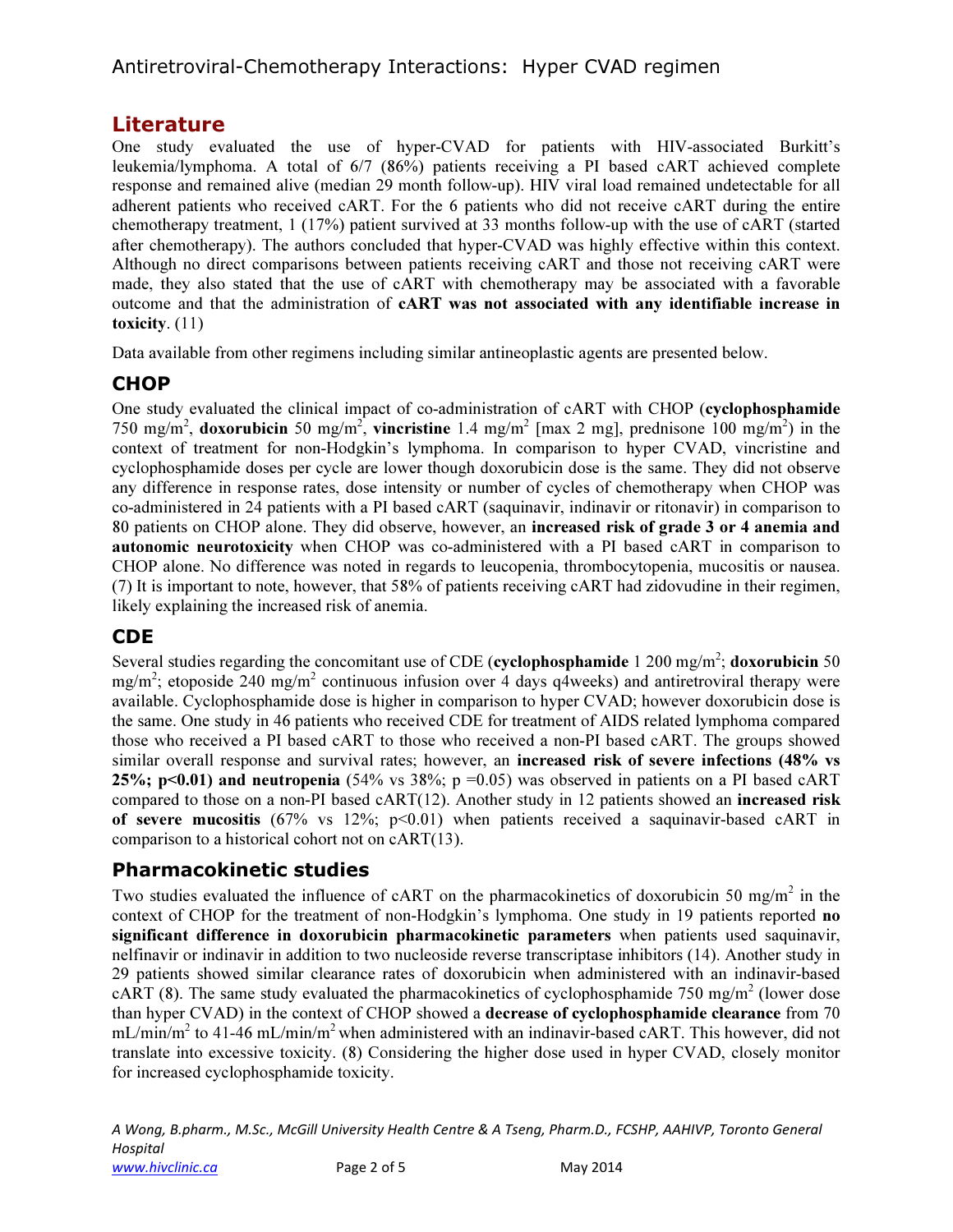## Literature

One study evaluated the use of hyper-CVAD for patients with HIV-associated Burkitt's leukemia/lymphoma. A total of 6/7 (86%) patients receiving a PI based cART achieved complete response and remained alive (median 29 month follow-up). HIV viral load remained undetectable for all adherent patients who received cART. For the 6 patients who did not receive cART during the entire chemotherapy treatment, 1 (17%) patient survived at 33 months follow-up with the use of cART (started after chemotherapy). The authors concluded that hyper-CVAD was highly effective within this context. Although no direct comparisons between patients receiving cART and those not receiving cART were made, they also stated that the use of cART with chemotherapy may be associated with a favorable outcome and that the administration of **cART was not associated with any identifiable increase in toxicity**. (11)

Data available from other regimens including similar antineoplastic agents are presented below.

### CHOP

One study evaluated the clinical impact of co-administration of cART with CHOP (**cyclophosphamide** 750 mg/m$^2$, **doxorubicin** 50 mg/m$^2$, **vincristine** 1.4 mg/m$^2$ [max 2 mg], prednisone 100 mg/m$^2$) in the context of treatment for non-Hodgkin's lymphoma. In comparison to hyper CVAD, vincristine and cyclophosphamide doses per cycle are lower though doxorubicin dose is the same. They did not observe any difference in response rates, dose intensity or number of cycles of chemotherapy when CHOP was co-administered in 24 patients with a PI based cART (saquinavir, indinavir or ritonavir) in comparison to 80 patients on CHOP alone. They did observe, however, an **increased risk of grade 3 or 4 anemia and autonomic neurotoxicity** when CHOP was co-administered with a PI based cART in comparison to CHOP alone. No difference was noted in regards to leucopenia, thrombocytopenia, mucositis or nausea. (7) It is important to note, however, that 58% of patients receiving cART had zidovudine in their regimen, likely explaining the increased risk of anemia.

### CDE

Several studies regarding the concomitant use of CDE (**cyclophosphamide** 1 200 mg/m$^2$; **doxorubicin** 50 mg/m$^2$; etoposide 240 mg/m$^2$ continuous infusion over 4 days q4weeks) and antiretroviral therapy were available. Cyclophosphamide dose is higher in comparison to hyper CVAD; however doxorubicin dose is the same. One study in 46 patients who received CDE for treatment of AIDS related lymphoma compared those who received a PI based cART to those who received a non-PI based cART. The groups showed similar overall response and survival rates; however, an **increased risk of severe infections (48% vs 25%; $p<0.01$) and neutropenia** (54% vs 38%; $p = 0.05$) was observed in patients on a PI based cART compared to those on a non-PI based cART(12). Another study in 12 patients showed an **increased risk of severe mucositis** (67% vs 12%; $p<0.01$) when patients received a saquinavir-based cART in comparison to a historical cohort not on cART(13).

### Pharmacokinetic studies

Two studies evaluated the influence of cART on the pharmacokinetics of doxorubicin 50 mg/m$^2$ in the context of CHOP for the treatment of non-Hodgkin's lymphoma. One study in 19 patients reported **no significant difference in doxorubicin pharmacokinetic parameters** when patients used saquinavir, nelfinavir or indinavir in addition to two nucleoside reverse transcriptase inhibitors (14). Another study in 29 patients showed similar clearance rates of doxorubicin when administered with an indinavir-based cART (8). The same study evaluated the pharmacokinetics of cyclophosphamide 750 mg/m$^2$ (lower dose than hyper CVAD) in the context of CHOP showed a **decrease of cyclophosphamide clearance** from 70 mL/min/m$^2$ to 41-46 mL/min/m$^2$ when administered with an indinavir-based cART. This however, did not translate into excessive toxicity. (8) Considering the higher dose used in hyper CVAD, closely monitor for increased cyclophosphamide toxicity.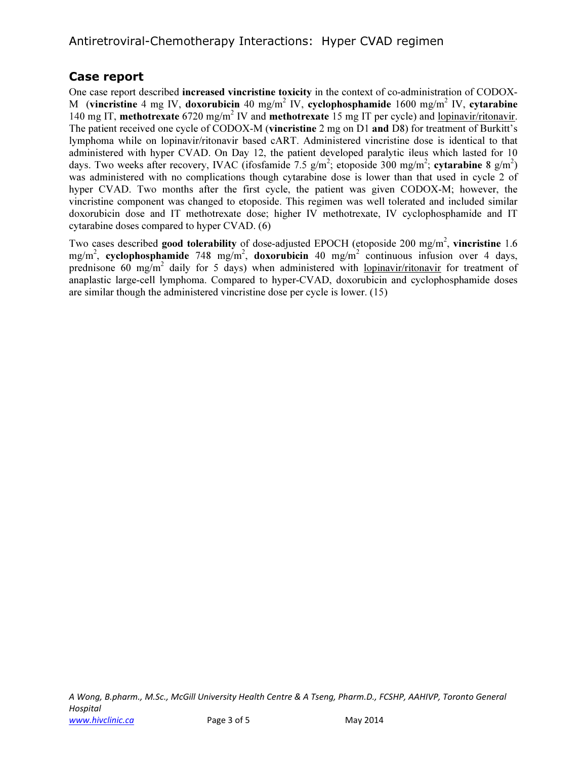## Case report

One case report described **increased vincristine toxicity** in the context of co-administration of CODOX-M (**vincristine** 4 mg IV, **doxorubicin** 40 mg/m$^2$ IV, **cyclophosphamide** 1600 mg/m$^2$ IV, **cytarabine** 140 mg IT, **methotrexate** 6720 mg/m$^2$ IV and **methotrexate** 15 mg IT per cycle) and lopinavir/ritonavir. The patient received one cycle of CODOX-M (**vincristine** 2 mg on D1 **and** D8) for treatment of Burkitt's lymphoma while on lopinavir/ritonavir based cART. Administered vincristine dose is identical to that administered with hyper CVAD. On Day 12, the patient developed paralytic ileus which lasted for 10 days. Two weeks after recovery, IVAC (ifosfamide 7.5 g/m$^2$; etoposide 300 mg/m$^2$; **cytarabine** 8 g/m$^2$) was administered with no complications though cytarabine dose is lower than that used in cycle 2 of hyper CVAD. Two months after the first cycle, the patient was given CODOX-M; however, the vincristine component was changed to etoposide. This regimen was well tolerated and included similar doxorubicin dose and IT methotrexate dose; higher IV methotrexate, IV cyclophosphamide and IT cytarabine doses compared to hyper CVAD. (6)

Two cases described **good tolerability** of dose-adjusted EPOCH (etoposide 200 mg/m$^2$, **vincristine** 1.6 mg/m$^2$, **cyclophosphamide** 748 mg/m$^2$, **doxorubicin** 40 mg/m$^2$ continuous infusion over 4 days, prednisone 60 mg/m$^2$ daily for 5 days) when administered with lopinavir/ritonavir for treatment of anaplastic large-cell lymphoma. Compared to hyper-CVAD, doxorubicin and cyclophosphamide doses are similar though the administered vincristine dose per cycle is lower. (15)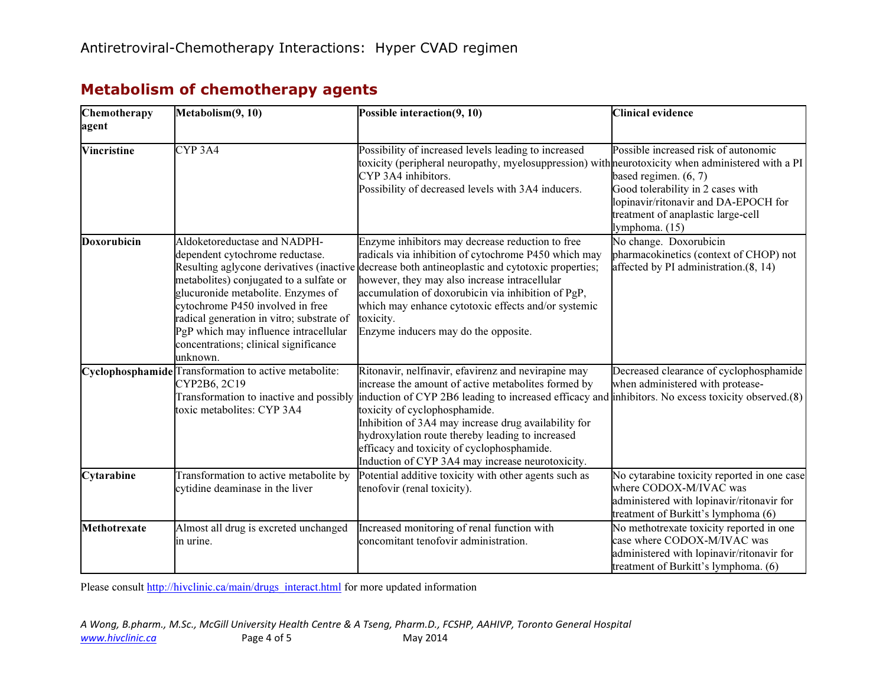## Metabolism of chemotherapy agents

| Chemotherapy agent | Metabolism(9, 10) | Possible interaction(9, 10) | Clinical evidence |
|---|---|---|---|
| **Vincristine** | CYP 3A4 | Possibility of increased levels leading to increased toxicity (peripheral neuropathy, myelosuppression) with CYP 3A4 inhibitors.<br>Possibility of decreased levels with 3A4 inducers. | Possible increased risk of autonomic neurotoxicity when administered with a PI based regimen. (6, 7)<br>Good tolerability in 2 cases with lopinavir/ritonavir and DA-EPOCH for treatment of anaplastic large-cell lymphoma. (15) |
| **Doxorubicin** | Aldoketoreductase and NADPH-dependent cytochrome reductase. Resulting aglycone derivatives (inactive metabolites) conjugated to a sulfate or glucuronide metabolite. Enzymes of cytochrome P450 involved in free radical generation in vitro; substrate of PgP which may influence intracellular concentrations; clinical significance unknown. | Enzyme inhibitors may decrease reduction to free radicals via inhibition of cytochrome P450 which may decrease both antineoplastic and cytotoxic properties; however, they may also increase intracellular accumulation of doxorubicin via inhibition of PgP, which may enhance cytotoxic effects and/or systemic toxicity.<br>Enzyme inducers may do the opposite. | No change. Doxorubicin pharmacokinetics (context of CHOP) not affected by PI administration.(8, 14) |
| **Cyclophosphamide** | Transformation to active metabolite: CYP2B6, 2C19<br>Transformation to inactive and possibly toxic metabolites: CYP 3A4 | Ritonavir, nelfinavir, efavirenz and nevirapine may increase the amount of active metabolites formed by induction of CYP 2B6 leading to increased efficacy and toxicity of cyclophosphamide.<br>Inhibition of 3A4 may increase drug availability for hydroxylation route thereby leading to increased efficacy and toxicity of cyclophosphamide.<br>Induction of CYP 3A4 may increase neurotoxicity. | Decreased clearance of cyclophosphamide when administered with protease-inhibitors. No excess toxicity observed.(8) |
| **Cytarabine** | Transformation to active metabolite by cytidine deaminase in the liver | Potential additive toxicity with other agents such as tenofovir (renal toxicity). | No cytarabine toxicity reported in one case where CODOX-M/IVAC was administered with lopinavir/ritonavir for treatment of Burkitt's lymphoma (6) |
| **Methotrexate** | Almost all drug is excreted unchanged in urine. | Increased monitoring of renal function with concomitant tenofovir administration. | No methotrexate toxicity reported in one case where CODOX-M/IVAC was administered with lopinavir/ritonavir for treatment of Burkitt's lymphoma. (6) |

Please consult http://hivclinic.ca/main/drugs_interact.html for more updated information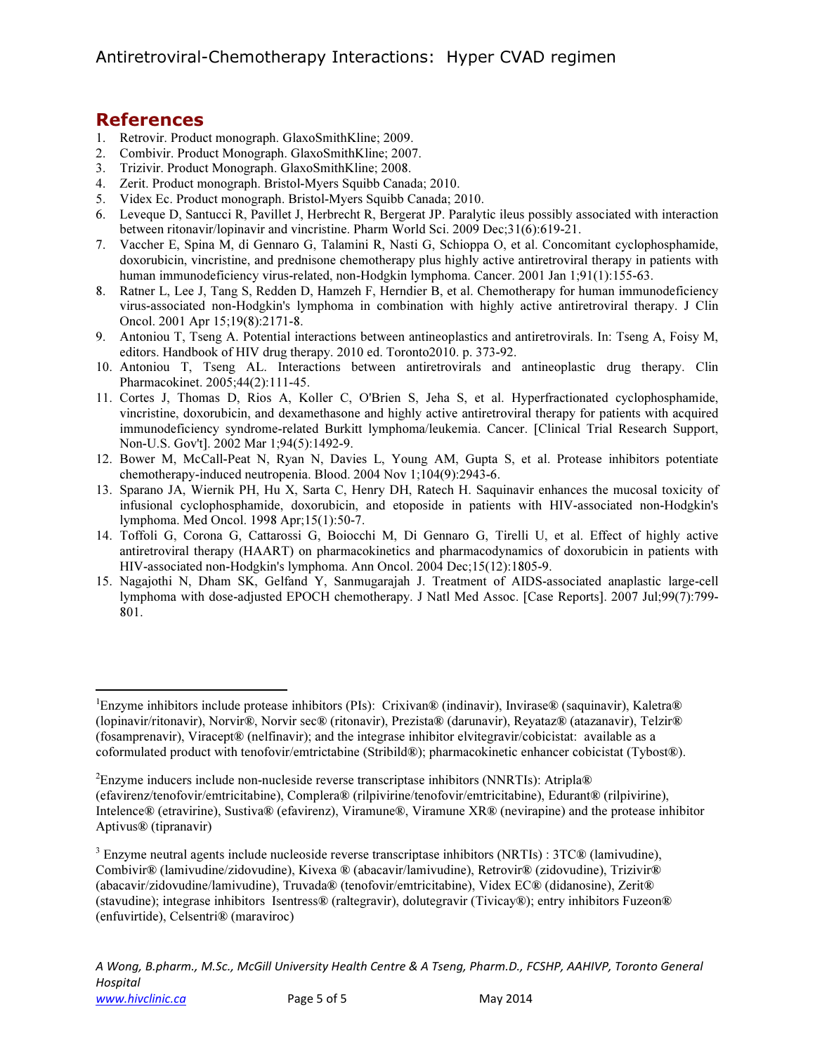## References

1. Retrovir. Product monograph. GlaxoSmithKline; 2009.
2. Combivir. Product Monograph. GlaxoSmithKline; 2007.
3. Trizivir. Product Monograph. GlaxoSmithKline; 2008.
4. Zerit. Product monograph. Bristol-Myers Squibb Canada; 2010.
5. Videx Ec. Product monograph. Bristol-Myers Squibb Canada; 2010.
6. Leveque D, Santucci R, Pavillet J, Herbrecht R, Bergerat JP. Paralytic ileus possibly associated with interaction between ritonavir/lopinavir and vincristine. Pharm World Sci. 2009 Dec;31(6):619-21.
7. Vaccher E, Spina M, di Gennaro G, Talamini R, Nasti G, Schioppa O, et al. Concomitant cyclophosphamide, doxorubicin, vincristine, and prednisone chemotherapy plus highly active antiretroviral therapy in patients with human immunodeficiency virus-related, non-Hodgkin lymphoma. Cancer. 2001 Jan 1;91(1):155-63.
8. Ratner L, Lee J, Tang S, Redden D, Hamzeh F, Herndier B, et al. Chemotherapy for human immunodeficiency virus-associated non-Hodgkin's lymphoma in combination with highly active antiretroviral therapy. J Clin Oncol. 2001 Apr 15;19(8):2171-8.
9. Antoniou T, Tseng A. Potential interactions between antineoplastics and antiretrovirals. In: Tseng A, Foisy M, editors. Handbook of HIV drug therapy. 2010 ed. Toronto2010. p. 373-92.
10. Antoniou T, Tseng AL. Interactions between antiretrovirals and antineoplastic drug therapy. Clin Pharmacokinet. 2005;44(2):111-45.
11. Cortes J, Thomas D, Rios A, Koller C, O'Brien S, Jeha S, et al. Hyperfractionated cyclophosphamide, vincristine, doxorubicin, and dexamethasone and highly active antiretroviral therapy for patients with acquired immunodeficiency syndrome-related Burkitt lymphoma/leukemia. Cancer. [Clinical Trial Research Support, Non-U.S. Gov't]. 2002 Mar 1;94(5):1492-9.
12. Bower M, McCall-Peat N, Ryan N, Davies L, Young AM, Gupta S, et al. Protease inhibitors potentiate chemotherapy-induced neutropenia. Blood. 2004 Nov 1;104(9):2943-6.
13. Sparano JA, Wiernik PH, Hu X, Sarta C, Henry DH, Ratech H. Saquinavir enhances the mucosal toxicity of infusional cyclophosphamide, doxorubicin, and etoposide in patients with HIV-associated non-Hodgkin's lymphoma. Med Oncol. 1998 Apr;15(1):50-7.
14. Toffoli G, Corona G, Cattarossi G, Boiocchi M, Di Gennaro G, Tirelli U, et al. Effect of highly active antiretroviral therapy (HAART) on pharmacokinetics and pharmacodynamics of doxorubicin in patients with HIV-associated non-Hodgkin's lymphoma. Ann Oncol. 2004 Dec;15(12):1805-9.
15. Nagajothi N, Dham SK, Gelfand Y, Sanmugarajah J. Treatment of AIDS-associated anaplastic large-cell lymphoma with dose-adjusted EPOCH chemotherapy. J Natl Med Assoc. [Case Reports]. 2007 Jul;99(7):799-801.

---

[1] Enzyme inhibitors include protease inhibitors (PIs): Crixivan® (indinavir), Invirase® (saquinavir), Kaletra® (lopinavir/ritonavir), Norvir®, Norvir sec® (ritonavir), Prezista® (darunavir), Reyataz® (atazanavir), Telzir® (fosamprenavir), Viracept® (nelfinavir); and the integrase inhibitor elvitegravir/cobicistat: available as a coformulated product with tenofovir/emtrictabine (Stribild®); pharmacokinetic enhancer cobicistat (Tybost®).

[2] Enzyme inducers include non-nucleside reverse transcriptase inhibitors (NNRTIs): Atripla® (efavirenz/tenofovir/emtricitabine), Complera® (rilpivirine/tenofovir/emtricitabine), Edurant® (rilpivirine), Intelence® (etravirine), Sustiva® (efavirenz), Viramune®, Viramune XR® (nevirapine) and the protease inhibitor Aptivus® (tipranavir)

[3] Enzyme neutral agents include nucleoside reverse transcriptase inhibitors (NRTIs) : 3TC® (lamivudine), Combivir® (lamivudine/zidovudine), Kivexa ® (abacavir/lamivudine), Retrovir® (zidovudine), Trizivir® (abacavir/zidovudine/lamivudine), Truvada® (tenofovir/emtricitabine), Videx EC® (didanosine), Zerit® (stavudine); integrase inhibitors Isentress® (raltegravir), dolutegravir (Tivicay®); entry inhibitors Fuzeon® (enfuvirtide), Celsentri® (maraviroc)